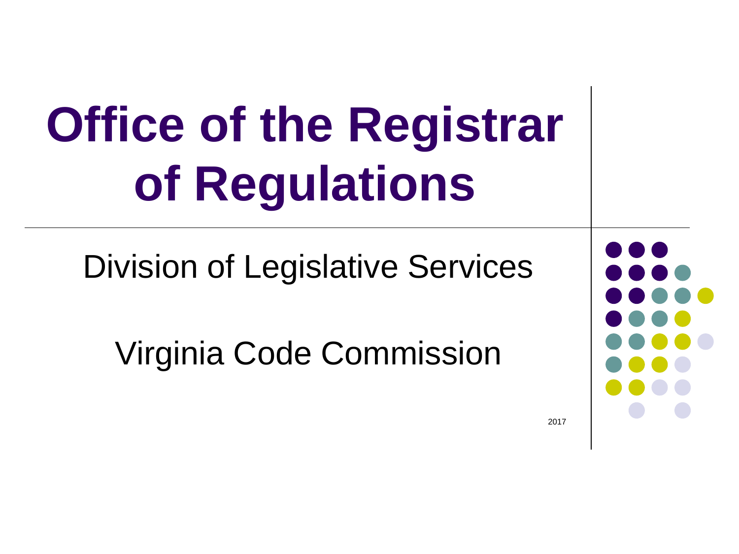# Office of the Registrar of Regulations

Division of Legislative Services

Virginia Code Commission

2017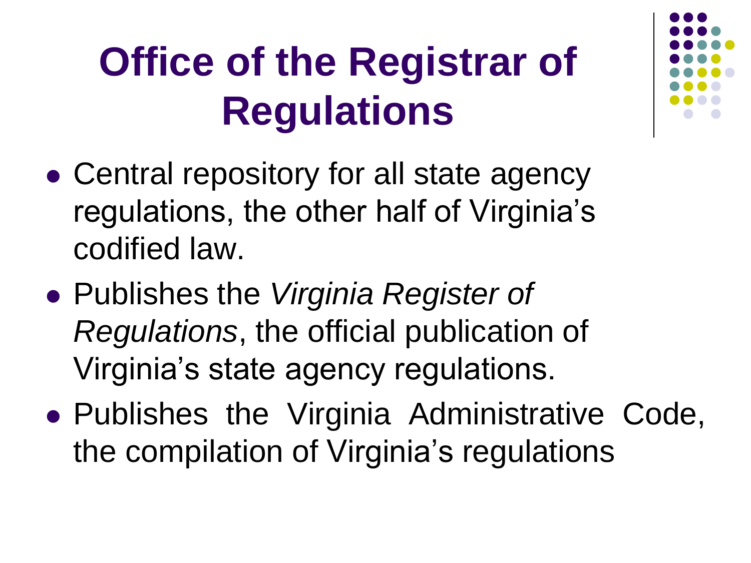# Office of the Registrar of Regulations

- Central repository for all state agency regulations, the other half of Virginia's codified law.
- Publishes the *Virginia Register of Regulations*, the official publication of Virginia's state agency regulations.
- Publishes the Virginia Administrative Code, the compilation of Virginia's regulations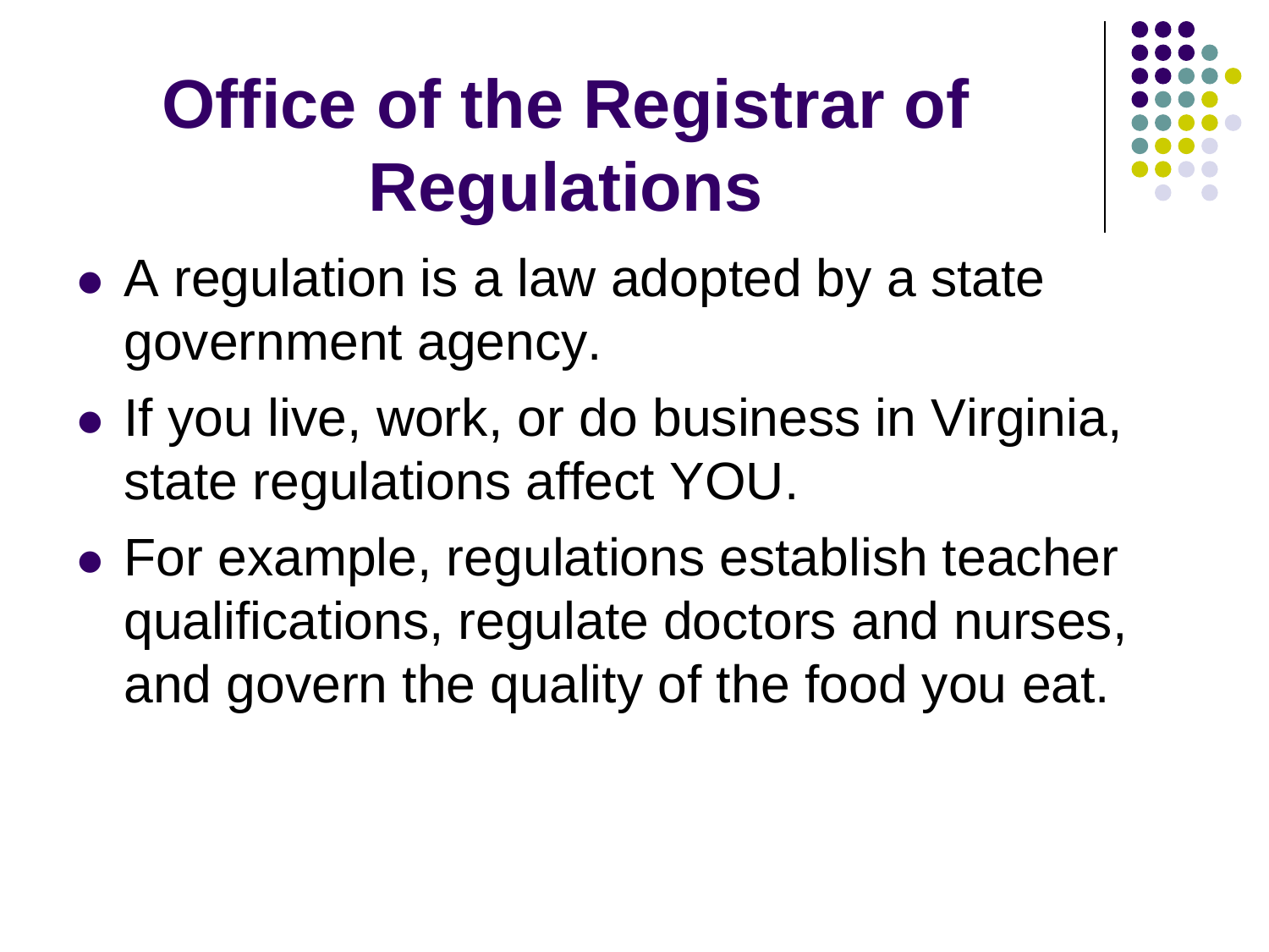# Office of the Registrar of Regulations

- A regulation is a law adopted by a state government agency.
- If you live, work, or do business in Virginia, state regulations affect YOU.
- For example, regulations establish teacher qualifications, regulate doctors and nurses, and govern the quality of the food you eat.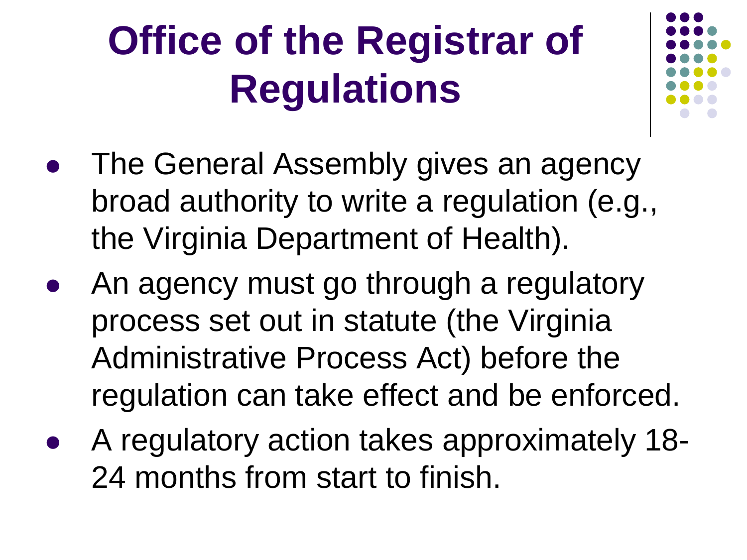# Office of the Registrar of Regulations

- The General Assembly gives an agency broad authority to write a regulation (e.g., the Virginia Department of Health).
- An agency must go through a regulatory process set out in statute (the Virginia Administrative Process Act) before the regulation can take effect and be enforced.
- A regulatory action takes approximately 18-24 months from start to finish.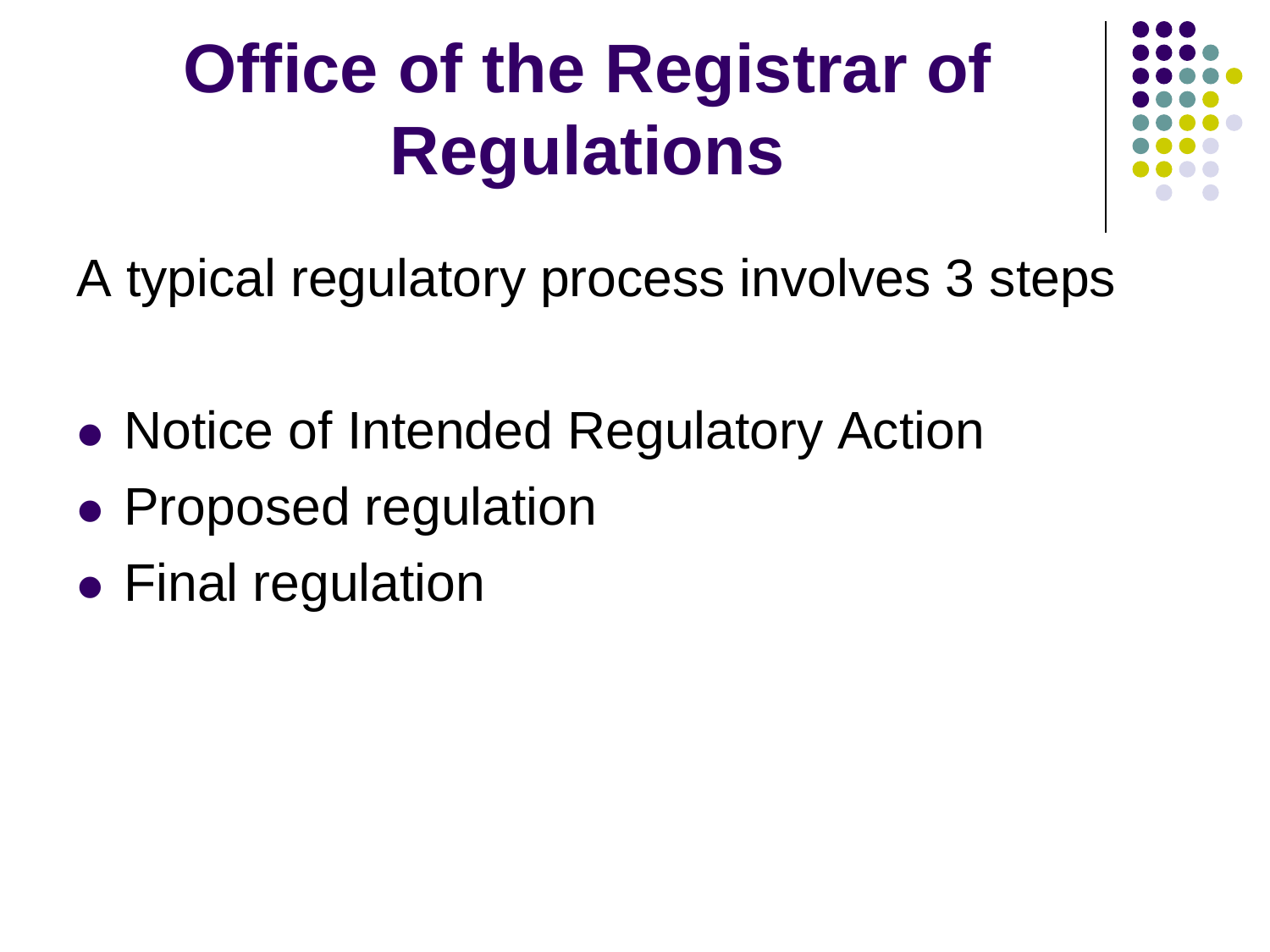# Office of the Registrar of Regulations

A typical regulatory process involves 3 steps

- Notice of Intended Regulatory Action
- Proposed regulation
- Final regulation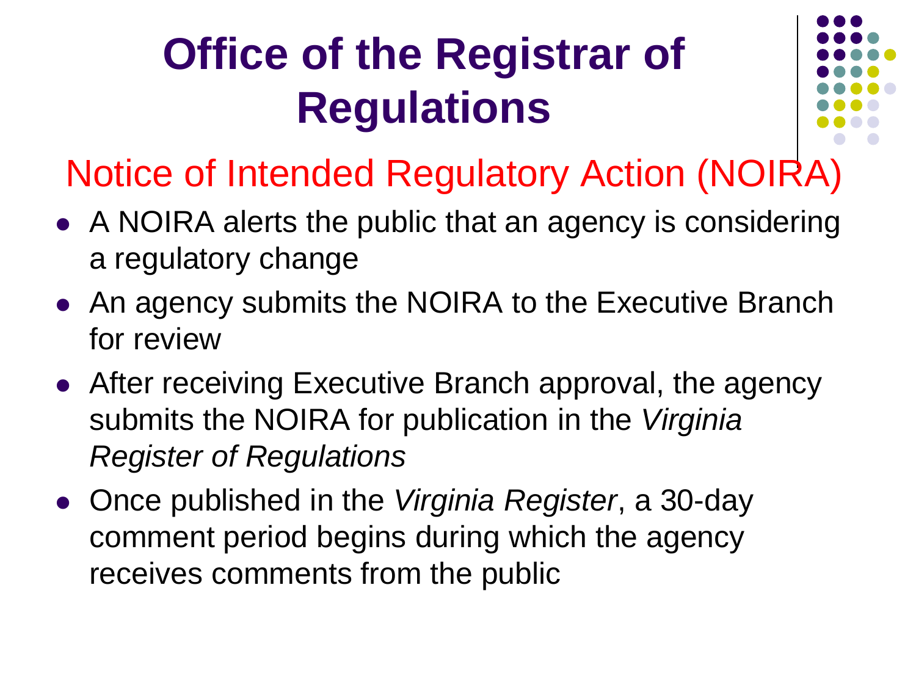# Office of the Registrar of Regulations

## Notice of Intended Regulatory Action (NOIRA)

- A NOIRA alerts the public that an agency is considering a regulatory change
- An agency submits the NOIRA to the Executive Branch for review
- After receiving Executive Branch approval, the agency submits the NOIRA for publication in the *Virginia Register of Regulations*
- Once published in the *Virginia Register*, a 30-day comment period begins during which the agency receives comments from the public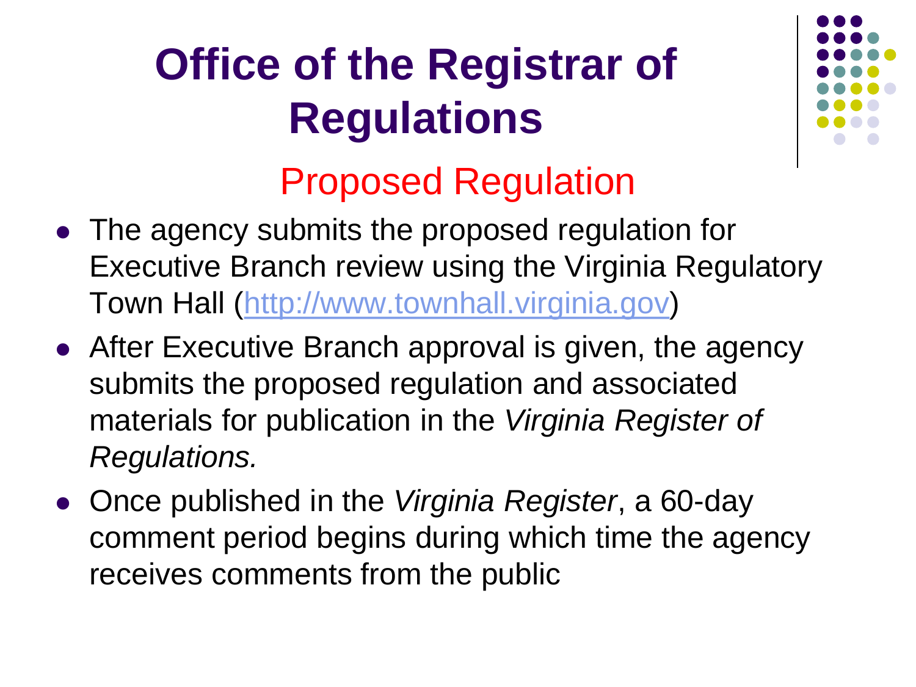# Office of the Registrar of Regulations

## Proposed Regulation

- The agency submits the proposed regulation for Executive Branch review using the Virginia Regulatory Town Hall (http://www.townhall.virginia.gov)
- After Executive Branch approval is given, the agency submits the proposed regulation and associated materials for publication in the *Virginia Register of Regulations.*
- Once published in the *Virginia Register*, a 60-day comment period begins during which time the agency receives comments from the public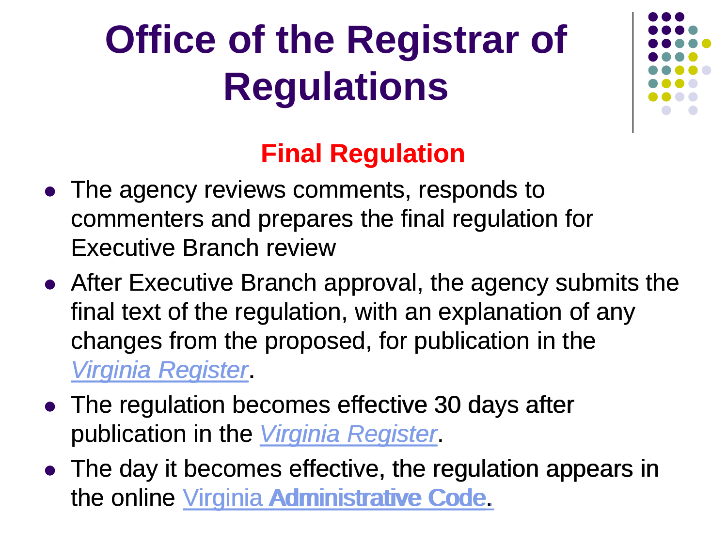# Office of the Registrar of Regulations

## Final Regulation

- The agency reviews comments, responds to commenters and prepares the final regulation for Executive Branch review
- After Executive Branch approval, the agency submits the final text of the regulation, with an explanation of any changes from the proposed, for publication in the *Virginia Register*.
- The regulation becomes effective 30 days after publication in the *Virginia Register*.
- The day it becomes effective, the regulation appears in the online Virginia **Administrative Code**.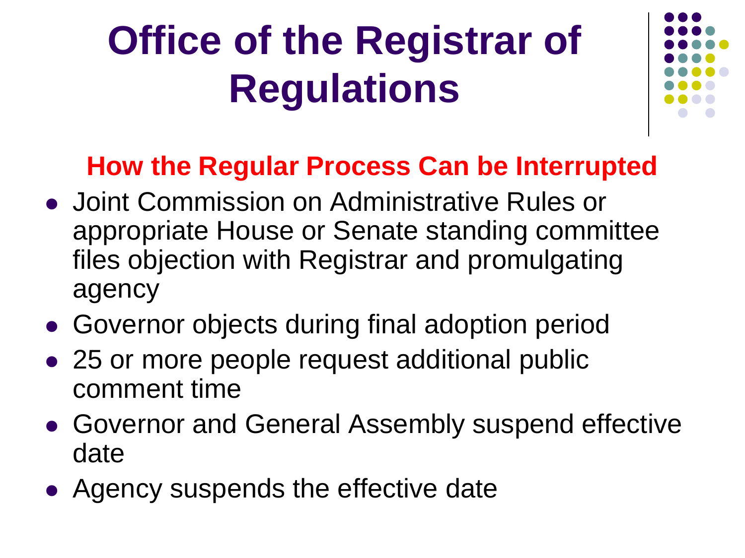# Office of the Registrar of Regulations

## How the Regular Process Can be Interrupted

- Joint Commission on Administrative Rules or appropriate House or Senate standing committee files objection with Registrar and promulgating agency
- Governor objects during final adoption period
- 25 or more people request additional public comment time
- Governor and General Assembly suspend effective date
- Agency suspends the effective date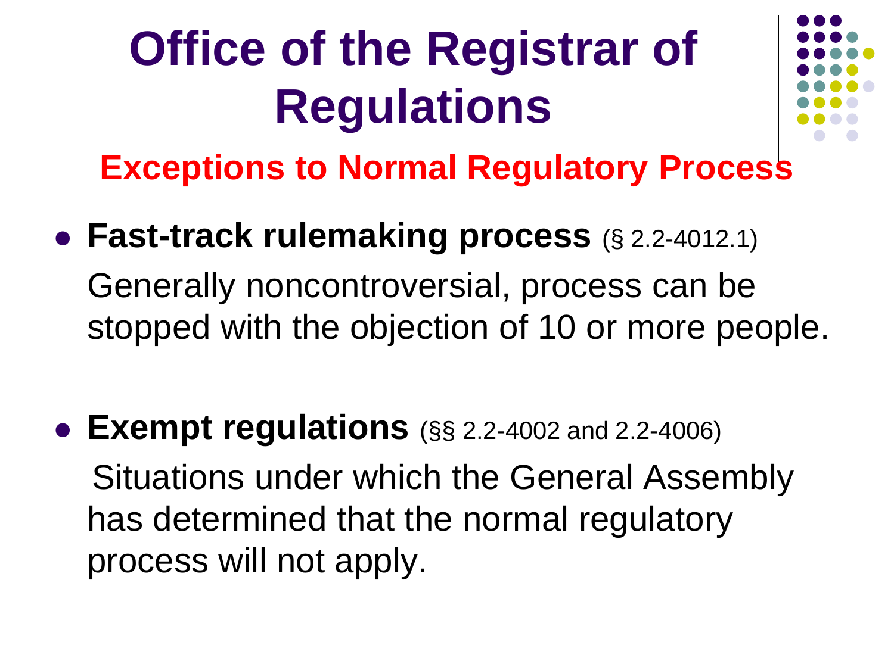# Office of the Registrar of Regulations

## Exceptions to Normal Regulatory Process

- **Fast-track rulemaking process** (§ 2.2-4012.1)
  Generally noncontroversial, process can be stopped with the objection of 10 or more people.

- **Exempt regulations** (§§ 2.2-4002 and 2.2-4006)
  Situations under which the General Assembly has determined that the normal regulatory process will not apply.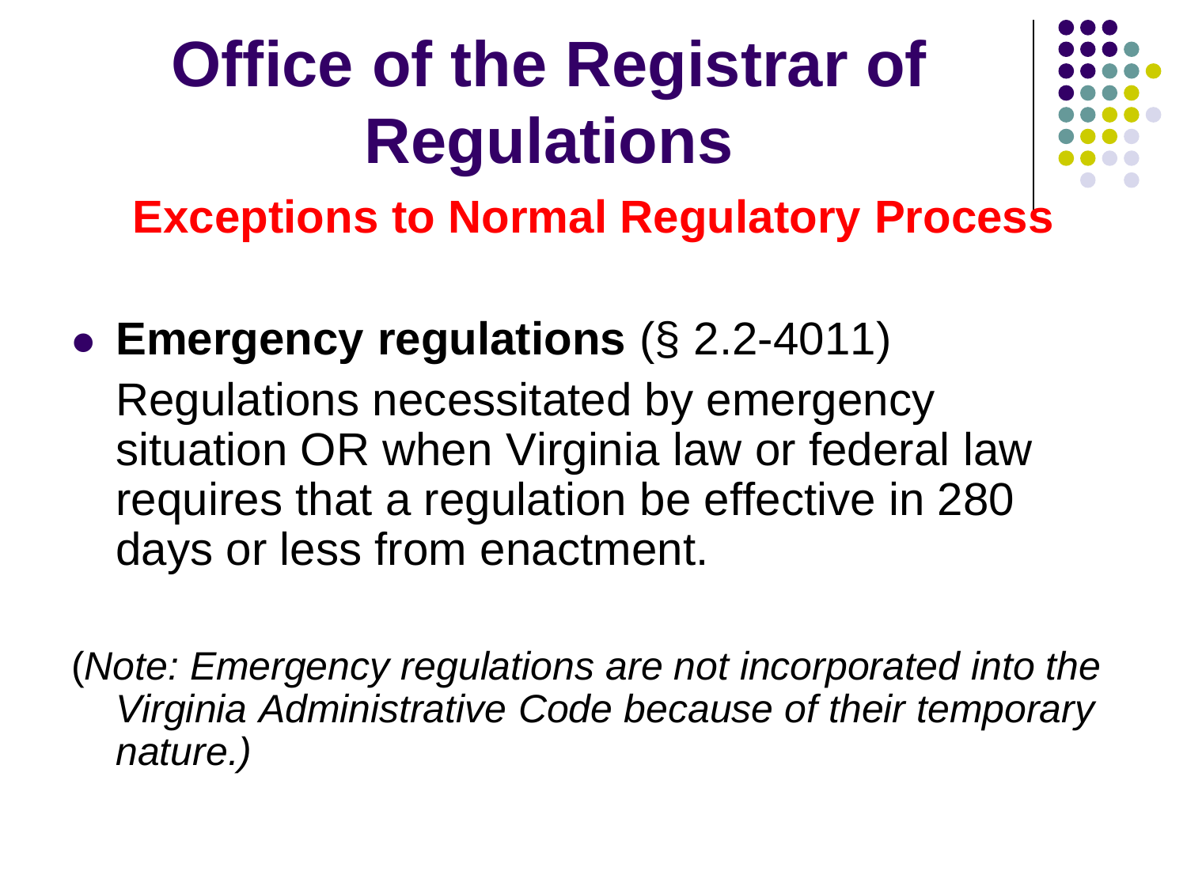# Office of the Registrar of Regulations

## Exceptions to Normal Regulatory Process

- **Emergency regulations** (§ 2.2-4011)

  Regulations necessitated by emergency situation OR when Virginia law or federal law requires that a regulation be effective in 280 days or less from enactment.

(*Note: Emergency regulations are not incorporated into the Virginia Administrative Code because of their temporary nature.)*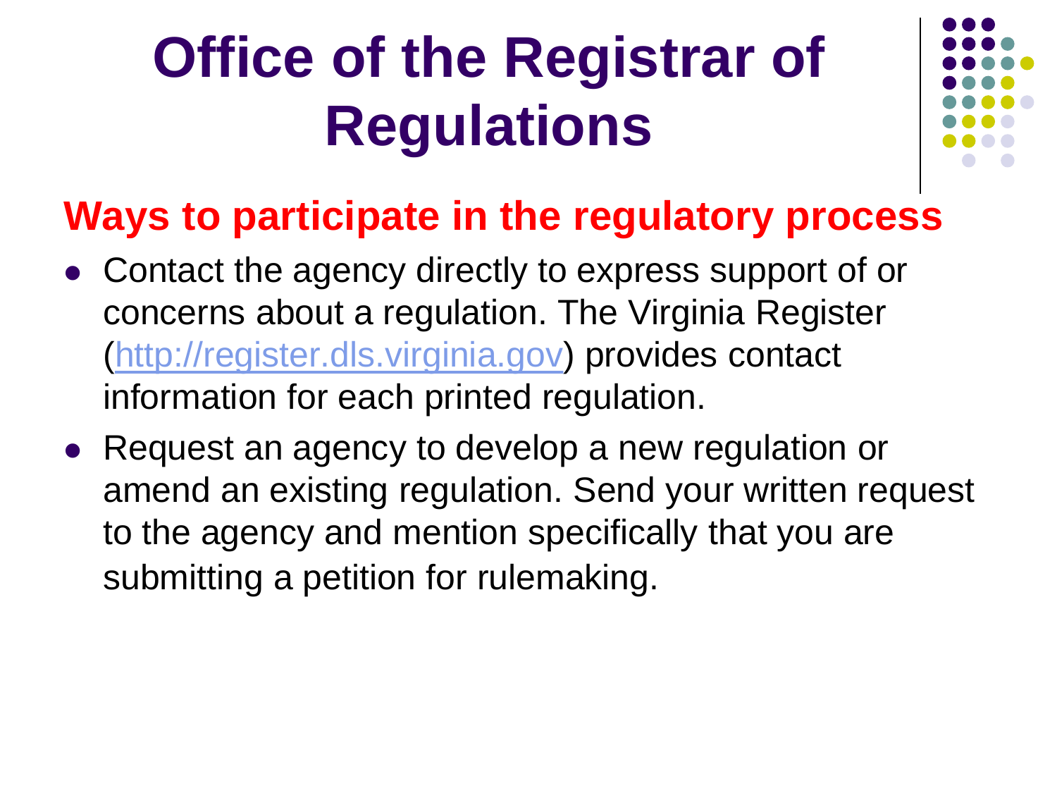# Office of the Registrar of Regulations

## Ways to participate in the regulatory process

- Contact the agency directly to express support of or concerns about a regulation. The Virginia Register ([http://register.dls.virginia.gov](http://register.dls.virginia.gov)) provides contact information for each printed regulation.
- Request an agency to develop a new regulation or amend an existing regulation. Send your written request to the agency and mention specifically that you are submitting a petition for rulemaking.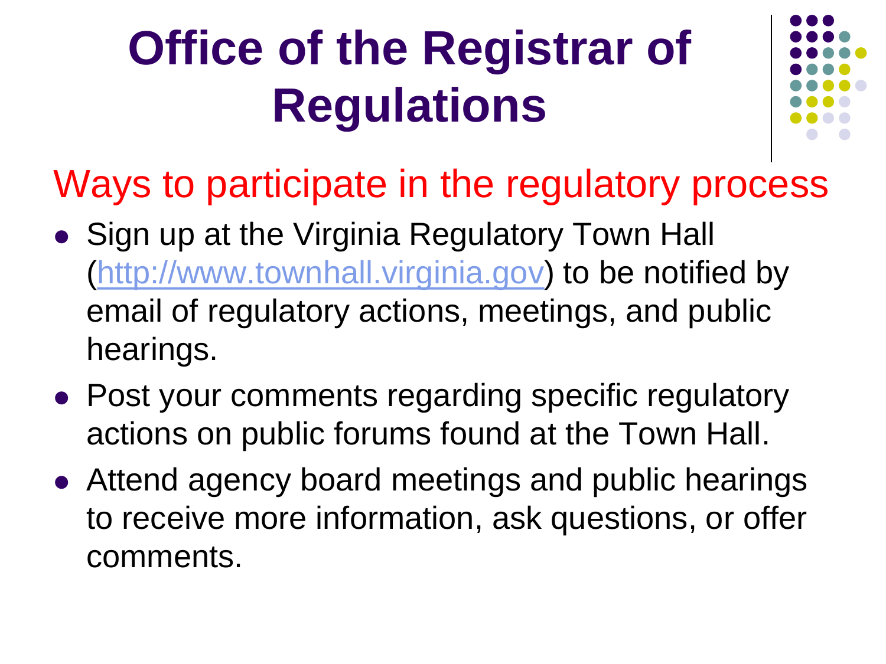# Office of the Registrar of Regulations

## Ways to participate in the regulatory process

- Sign up at the Virginia Regulatory Town Hall (http://www.townhall.virginia.gov) to be notified by email of regulatory actions, meetings, and public hearings.
- Post your comments regarding specific regulatory actions on public forums found at the Town Hall.
- Attend agency board meetings and public hearings to receive more information, ask questions, or offer comments.